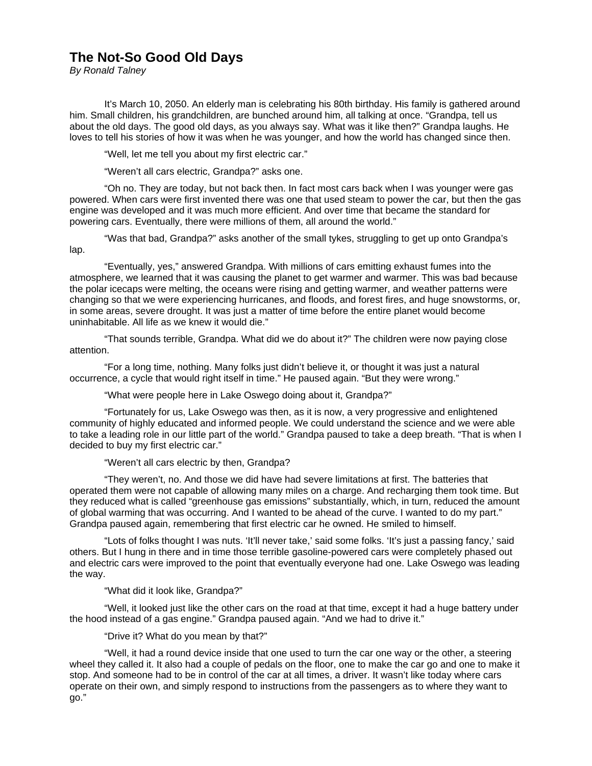# The Not-So Good Old Days

*By Ronald Talney*

It's March 10, 2050. An elderly man is celebrating his 80th birthday. His family is gathered around him. Small children, his grandchildren, are bunched around him, all talking at once. "Grandpa, tell us about the old days. The good old days, as you always say. What was it like then?" Grandpa laughs. He loves to tell his stories of how it was when he was younger, and how the world has changed since then.

"Well, let me tell you about my first electric car."

"Weren't all cars electric, Grandpa?" asks one.

"Oh no. They are today, but not back then. In fact most cars back when I was younger were gas powered. When cars were first invented there was one that used steam to power the car, but then the gas engine was developed and it was much more efficient. And over time that became the standard for powering cars. Eventually, there were millions of them, all around the world."

"Was that bad, Grandpa?" asks another of the small tykes, struggling to get up onto Grandpa's lap.

"Eventually, yes," answered Grandpa. With millions of cars emitting exhaust fumes into the atmosphere, we learned that it was causing the planet to get warmer and warmer. This was bad because the polar icecaps were melting, the oceans were rising and getting warmer, and weather patterns were changing so that we were experiencing hurricanes, and floods, and forest fires, and huge snowstorms, or, in some areas, severe drought. It was just a matter of time before the entire planet would become uninhabitable. All life as we knew it would die."

"That sounds terrible, Grandpa. What did we do about it?" The children were now paying close attention.

"For a long time, nothing. Many folks just didn't believe it, or thought it was just a natural occurrence, a cycle that would right itself in time." He paused again. "But they were wrong."

"What were people here in Lake Oswego doing about it, Grandpa?"

"Fortunately for us, Lake Oswego was then, as it is now, a very progressive and enlightened community of highly educated and informed people. We could understand the science and we were able to take a leading role in our little part of the world." Grandpa paused to take a deep breath. "That is when I decided to buy my first electric car."

"Weren't all cars electric by then, Grandpa?

"They weren't, no. And those we did have had severe limitations at first. The batteries that operated them were not capable of allowing many miles on a charge. And recharging them took time. But they reduced what is called "greenhouse gas emissions" substantially, which, in turn, reduced the amount of global warming that was occurring. And I wanted to be ahead of the curve. I wanted to do my part." Grandpa paused again, remembering that first electric car he owned. He smiled to himself.

"Lots of folks thought I was nuts. 'It'll never take,' said some folks. 'It's just a passing fancy,' said others. But I hung in there and in time those terrible gasoline-powered cars were completely phased out and electric cars were improved to the point that eventually everyone had one. Lake Oswego was leading the way.

"What did it look like, Grandpa?"

"Well, it looked just like the other cars on the road at that time, except it had a huge battery under the hood instead of a gas engine." Grandpa paused again. "And we had to drive it."

"Drive it? What do you mean by that?"

"Well, it had a round device inside that one used to turn the car one way or the other, a steering wheel they called it. It also had a couple of pedals on the floor, one to make the car go and one to make it stop. And someone had to be in control of the car at all times, a driver. It wasn't like today where cars operate on their own, and simply respond to instructions from the passengers as to where they want to go."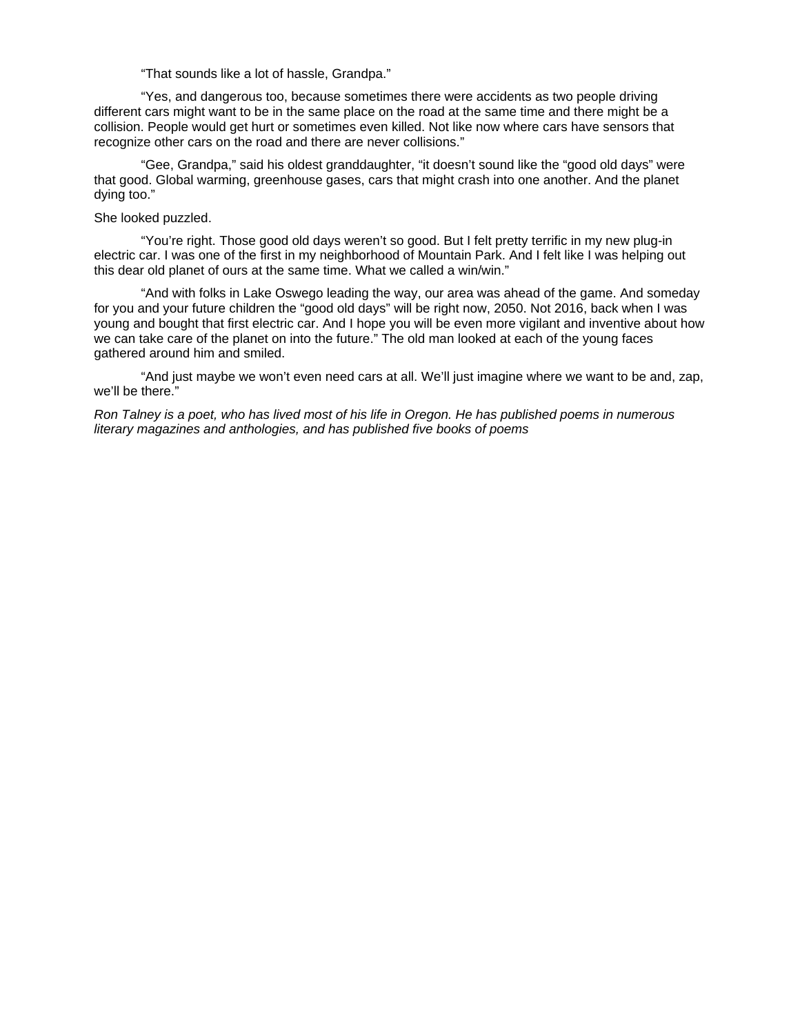"That sounds like a lot of hassle, Grandpa."

"Yes, and dangerous too, because sometimes there were accidents as two people driving different cars might want to be in the same place on the road at the same time and there might be a collision. People would get hurt or sometimes even killed. Not like now where cars have sensors that recognize other cars on the road and there are never collisions."

"Gee, Grandpa," said his oldest granddaughter, "it doesn't sound like the "good old days" were that good. Global warming, greenhouse gases, cars that might crash into one another. And the planet dying too."

She looked puzzled.

"You're right. Those good old days weren't so good. But I felt pretty terrific in my new plug-in electric car. I was one of the first in my neighborhood of Mountain Park. And I felt like I was helping out this dear old planet of ours at the same time. What we called a win/win."

"And with folks in Lake Oswego leading the way, our area was ahead of the game. And someday for you and your future children the "good old days" will be right now, 2050. Not 2016, back when I was young and bought that first electric car. And I hope you will be even more vigilant and inventive about how we can take care of the planet on into the future." The old man looked at each of the young faces gathered around him and smiled.

"And just maybe we won't even need cars at all. We'll just imagine where we want to be and, zap, we'll be there."

*Ron Talney is a poet, who has lived most of his life in Oregon. He has published poems in numerous literary magazines and anthologies, and has published five books of poems*